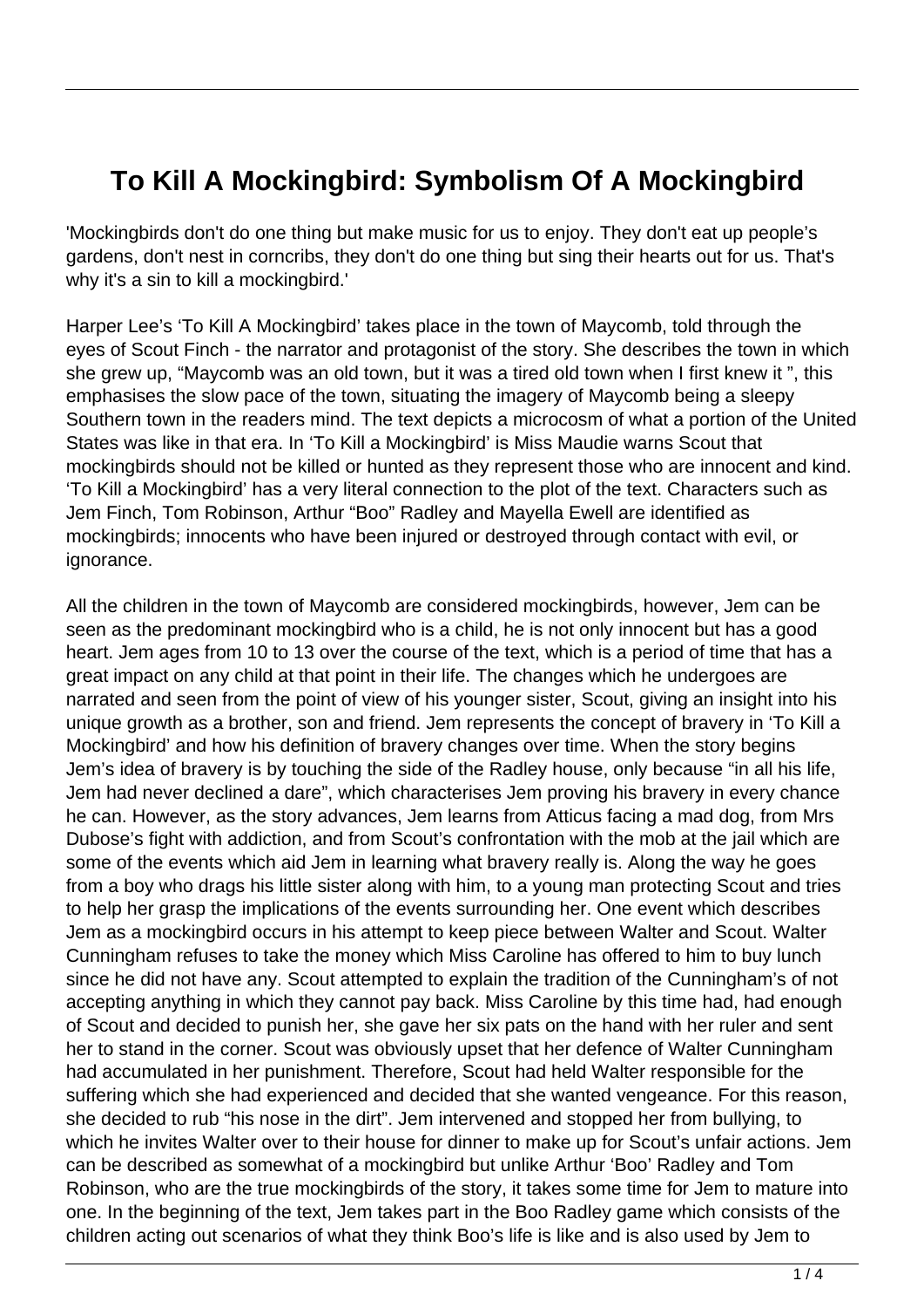# To Kill A Mockingbird: Symbolism Of A Mockingbird

'Mockingbirds don't do one thing but make music for us to enjoy. They don't eat up people's gardens, don't nest in corncribs, they don't do one thing but sing their hearts out for us. That's why it's a sin to kill a mockingbird.'

Harper Lee's 'To Kill A Mockingbird' takes place in the town of Maycomb, told through the eyes of Scout Finch - the narrator and protagonist of the story. She describes the town in which she grew up, "Maycomb was an old town, but it was a tired old town when I first knew it ", this emphasises the slow pace of the town, situating the imagery of Maycomb being a sleepy Southern town in the readers mind. The text depicts a microcosm of what a portion of the United States was like in that era. In 'To Kill a Mockingbird' is Miss Maudie warns Scout that mockingbirds should not be killed or hunted as they represent those who are innocent and kind. 'To Kill a Mockingbird' has a very literal connection to the plot of the text. Characters such as Jem Finch, Tom Robinson, Arthur "Boo" Radley and Mayella Ewell are identified as mockingbirds; innocents who have been injured or destroyed through contact with evil, or ignorance.

All the children in the town of Maycomb are considered mockingbirds, however, Jem can be seen as the predominant mockingbird who is a child, he is not only innocent but has a good heart. Jem ages from 10 to 13 over the course of the text, which is a period of time that has a great impact on any child at that point in their life. The changes which he undergoes are narrated and seen from the point of view of his younger sister, Scout, giving an insight into his unique growth as a brother, son and friend. Jem represents the concept of bravery in 'To Kill a Mockingbird' and how his definition of bravery changes over time. When the story begins Jem's idea of bravery is by touching the side of the Radley house, only because "in all his life, Jem had never declined a dare", which characterises Jem proving his bravery in every chance he can. However, as the story advances, Jem learns from Atticus facing a mad dog, from Mrs Dubose's fight with addiction, and from Scout's confrontation with the mob at the jail which are some of the events which aid Jem in learning what bravery really is. Along the way he goes from a boy who drags his little sister along with him, to a young man protecting Scout and tries to help her grasp the implications of the events surrounding her. One event which describes Jem as a mockingbird occurs in his attempt to keep piece between Walter and Scout. Walter Cunningham refuses to take the money which Miss Caroline has offered to him to buy lunch since he did not have any. Scout attempted to explain the tradition of the Cunningham's of not accepting anything in which they cannot pay back. Miss Caroline by this time had, had enough of Scout and decided to punish her, she gave her six pats on the hand with her ruler and sent her to stand in the corner. Scout was obviously upset that her defence of Walter Cunningham had accumulated in her punishment. Therefore, Scout had held Walter responsible for the suffering which she had experienced and decided that she wanted vengeance. For this reason, she decided to rub "his nose in the dirt". Jem intervened and stopped her from bullying, to which he invites Walter over to their house for dinner to make up for Scout's unfair actions. Jem can be described as somewhat of a mockingbird but unlike Arthur 'Boo' Radley and Tom Robinson, who are the true mockingbirds of the story, it takes some time for Jem to mature into one. In the beginning of the text, Jem takes part in the Boo Radley game which consists of the children acting out scenarios of what they think Boo's life is like and is also used by Jem to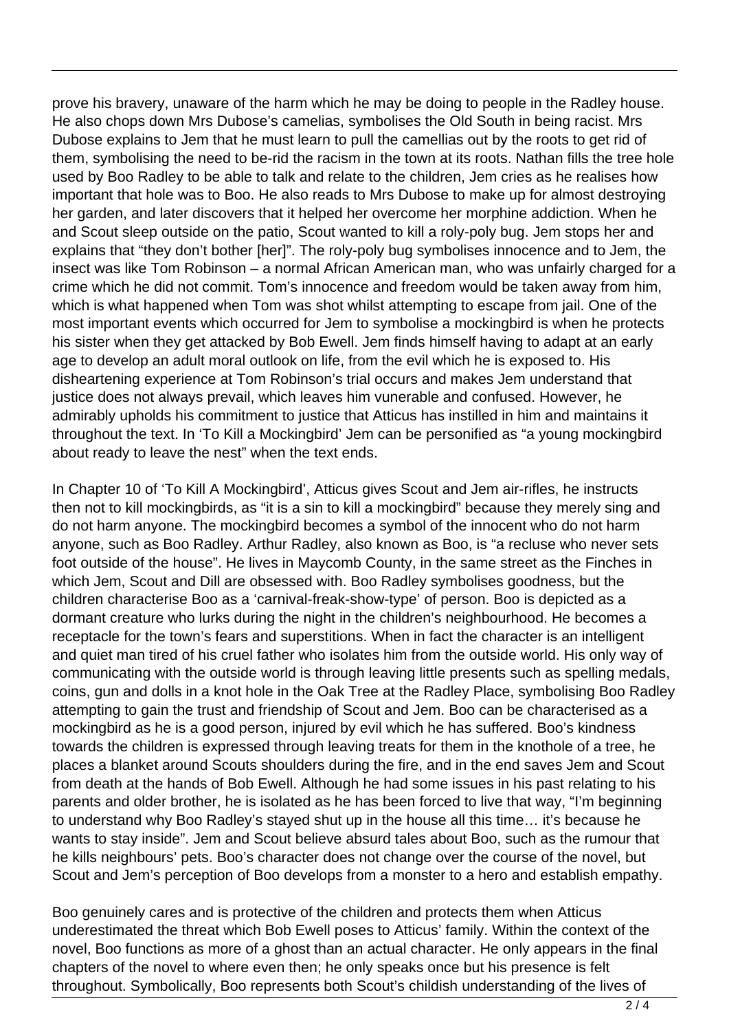prove his bravery, unaware of the harm which he may be doing to people in the Radley house. He also chops down Mrs Dubose's camelias, symbolises the Old South in being racist. Mrs Dubose explains to Jem that he must learn to pull the camellias out by the roots to get rid of them, symbolising the need to be-rid the racism in the town at its roots. Nathan fills the tree hole used by Boo Radley to be able to talk and relate to the children, Jem cries as he realises how important that hole was to Boo. He also reads to Mrs Dubose to make up for almost destroying her garden, and later discovers that it helped her overcome her morphine addiction. When he and Scout sleep outside on the patio, Scout wanted to kill a roly-poly bug. Jem stops her and explains that "they don't bother [her]". The roly-poly bug symbolises innocence and to Jem, the insect was like Tom Robinson – a normal African American man, who was unfairly charged for a crime which he did not commit. Tom's innocence and freedom would be taken away from him, which is what happened when Tom was shot whilst attempting to escape from jail. One of the most important events which occurred for Jem to symbolise a mockingbird is when he protects his sister when they get attacked by Bob Ewell. Jem finds himself having to adapt at an early age to develop an adult moral outlook on life, from the evil which he is exposed to. His disheartening experience at Tom Robinson's trial occurs and makes Jem understand that justice does not always prevail, which leaves him vunerable and confused. However, he admirably upholds his commitment to justice that Atticus has instilled in him and maintains it throughout the text. In 'To Kill a Mockingbird' Jem can be personified as "a young mockingbird about ready to leave the nest" when the text ends.

In Chapter 10 of 'To Kill A Mockingbird', Atticus gives Scout and Jem air-rifles, he instructs then not to kill mockingbirds, as "it is a sin to kill a mockingbird" because they merely sing and do not harm anyone. The mockingbird becomes a symbol of the innocent who do not harm anyone, such as Boo Radley. Arthur Radley, also known as Boo, is "a recluse who never sets foot outside of the house". He lives in Maycomb County, in the same street as the Finches in which Jem, Scout and Dill are obsessed with. Boo Radley symbolises goodness, but the children characterise Boo as a 'carnival-freak-show-type' of person. Boo is depicted as a dormant creature who lurks during the night in the children's neighbourhood. He becomes a receptacle for the town's fears and superstitions. When in fact the character is an intelligent and quiet man tired of his cruel father who isolates him from the outside world. His only way of communicating with the outside world is through leaving little presents such as spelling medals, coins, gun and dolls in a knot hole in the Oak Tree at the Radley Place, symbolising Boo Radley attempting to gain the trust and friendship of Scout and Jem. Boo can be characterised as a mockingbird as he is a good person, injured by evil which he has suffered. Boo's kindness towards the children is expressed through leaving treats for them in the knothole of a tree, he places a blanket around Scouts shoulders during the fire, and in the end saves Jem and Scout from death at the hands of Bob Ewell. Although he had some issues in his past relating to his parents and older brother, he is isolated as he has been forced to live that way, "I'm beginning to understand why Boo Radley's stayed shut up in the house all this time… it's because he wants to stay inside". Jem and Scout believe absurd tales about Boo, such as the rumour that he kills neighbours' pets. Boo's character does not change over the course of the novel, but Scout and Jem's perception of Boo develops from a monster to a hero and establish empathy.

Boo genuinely cares and is protective of the children and protects them when Atticus underestimated the threat which Bob Ewell poses to Atticus' family. Within the context of the novel, Boo functions as more of a ghost than an actual character. He only appears in the final chapters of the novel to where even then; he only speaks once but his presence is felt throughout. Symbolically, Boo represents both Scout's childish understanding of the lives of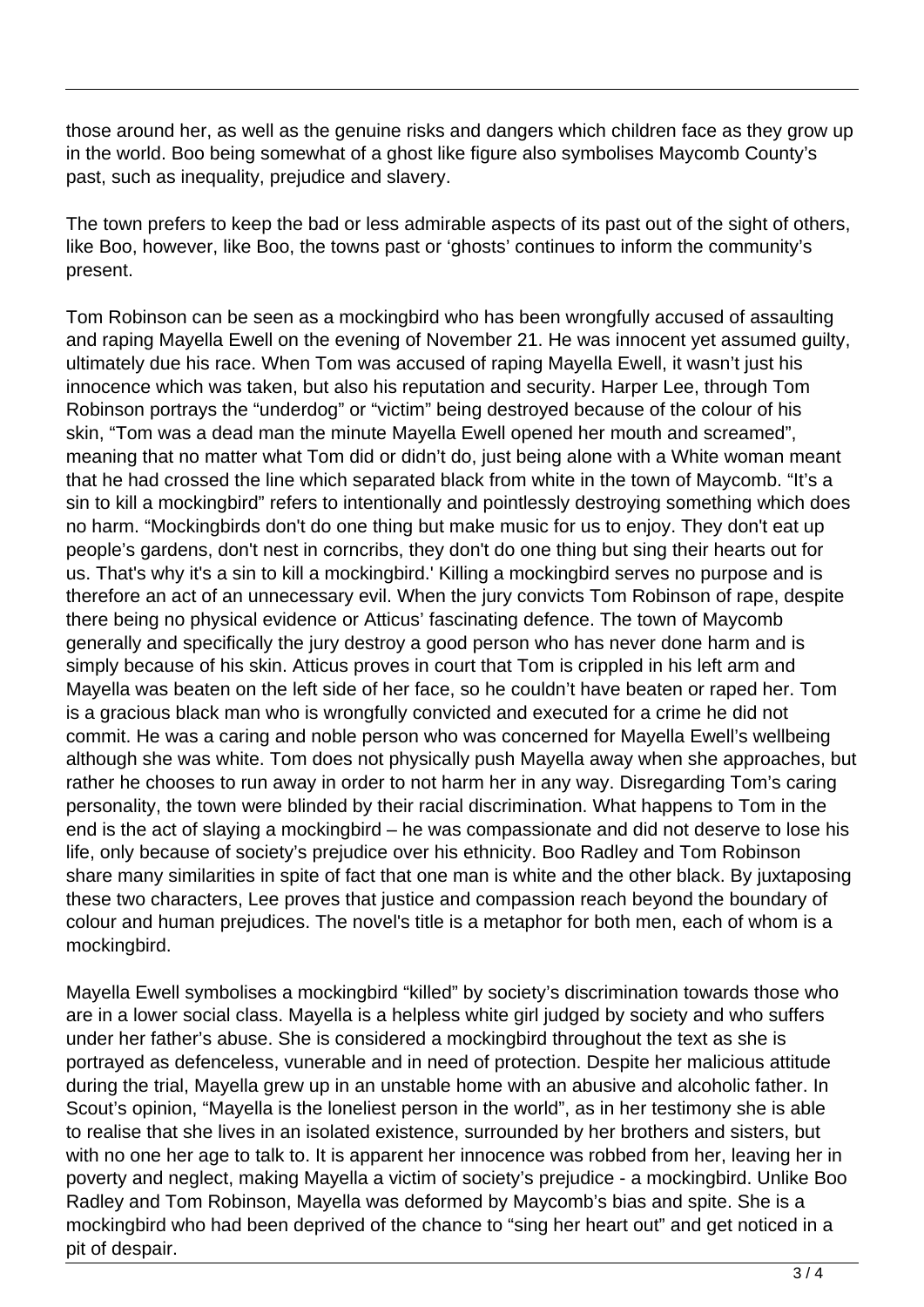those around her, as well as the genuine risks and dangers which children face as they grow up in the world. Boo being somewhat of a ghost like figure also symbolises Maycomb County's past, such as inequality, prejudice and slavery.

The town prefers to keep the bad or less admirable aspects of its past out of the sight of others, like Boo, however, like Boo, the towns past or 'ghosts' continues to inform the community's present.

Tom Robinson can be seen as a mockingbird who has been wrongfully accused of assaulting and raping Mayella Ewell on the evening of November 21. He was innocent yet assumed guilty, ultimately due his race. When Tom was accused of raping Mayella Ewell, it wasn't just his innocence which was taken, but also his reputation and security. Harper Lee, through Tom Robinson portrays the "underdog" or "victim" being destroyed because of the colour of his skin, "Tom was a dead man the minute Mayella Ewell opened her mouth and screamed", meaning that no matter what Tom did or didn't do, just being alone with a White woman meant that he had crossed the line which separated black from white in the town of Maycomb. "It's a sin to kill a mockingbird" refers to intentionally and pointlessly destroying something which does no harm. "Mockingbirds don't do one thing but make music for us to enjoy. They don't eat up people's gardens, don't nest in corncribs, they don't do one thing but sing their hearts out for us. That's why it's a sin to kill a mockingbird.' Killing a mockingbird serves no purpose and is therefore an act of an unnecessary evil. When the jury convicts Tom Robinson of rape, despite there being no physical evidence or Atticus' fascinating defence. The town of Maycomb generally and specifically the jury destroy a good person who has never done harm and is simply because of his skin. Atticus proves in court that Tom is crippled in his left arm and Mayella was beaten on the left side of her face, so he couldn't have beaten or raped her. Tom is a gracious black man who is wrongfully convicted and executed for a crime he did not commit. He was a caring and noble person who was concerned for Mayella Ewell's wellbeing although she was white. Tom does not physically push Mayella away when she approaches, but rather he chooses to run away in order to not harm her in any way. Disregarding Tom's caring personality, the town were blinded by their racial discrimination. What happens to Tom in the end is the act of slaying a mockingbird – he was compassionate and did not deserve to lose his life, only because of society's prejudice over his ethnicity. Boo Radley and Tom Robinson share many similarities in spite of fact that one man is white and the other black. By juxtaposing these two characters, Lee proves that justice and compassion reach beyond the boundary of colour and human prejudices. The novel's title is a metaphor for both men, each of whom is a mockingbird.

Mayella Ewell symbolises a mockingbird "killed" by society's discrimination towards those who are in a lower social class. Mayella is a helpless white girl judged by society and who suffers under her father's abuse. She is considered a mockingbird throughout the text as she is portrayed as defenceless, vunerable and in need of protection. Despite her malicious attitude during the trial, Mayella grew up in an unstable home with an abusive and alcoholic father. In Scout's opinion, "Mayella is the loneliest person in the world", as in her testimony she is able to realise that she lives in an isolated existence, surrounded by her brothers and sisters, but with no one her age to talk to. It is apparent her innocence was robbed from her, leaving her in poverty and neglect, making Mayella a victim of society's prejudice - a mockingbird. Unlike Boo Radley and Tom Robinson, Mayella was deformed by Maycomb's bias and spite. She is a mockingbird who had been deprived of the chance to "sing her heart out" and get noticed in a pit of despair.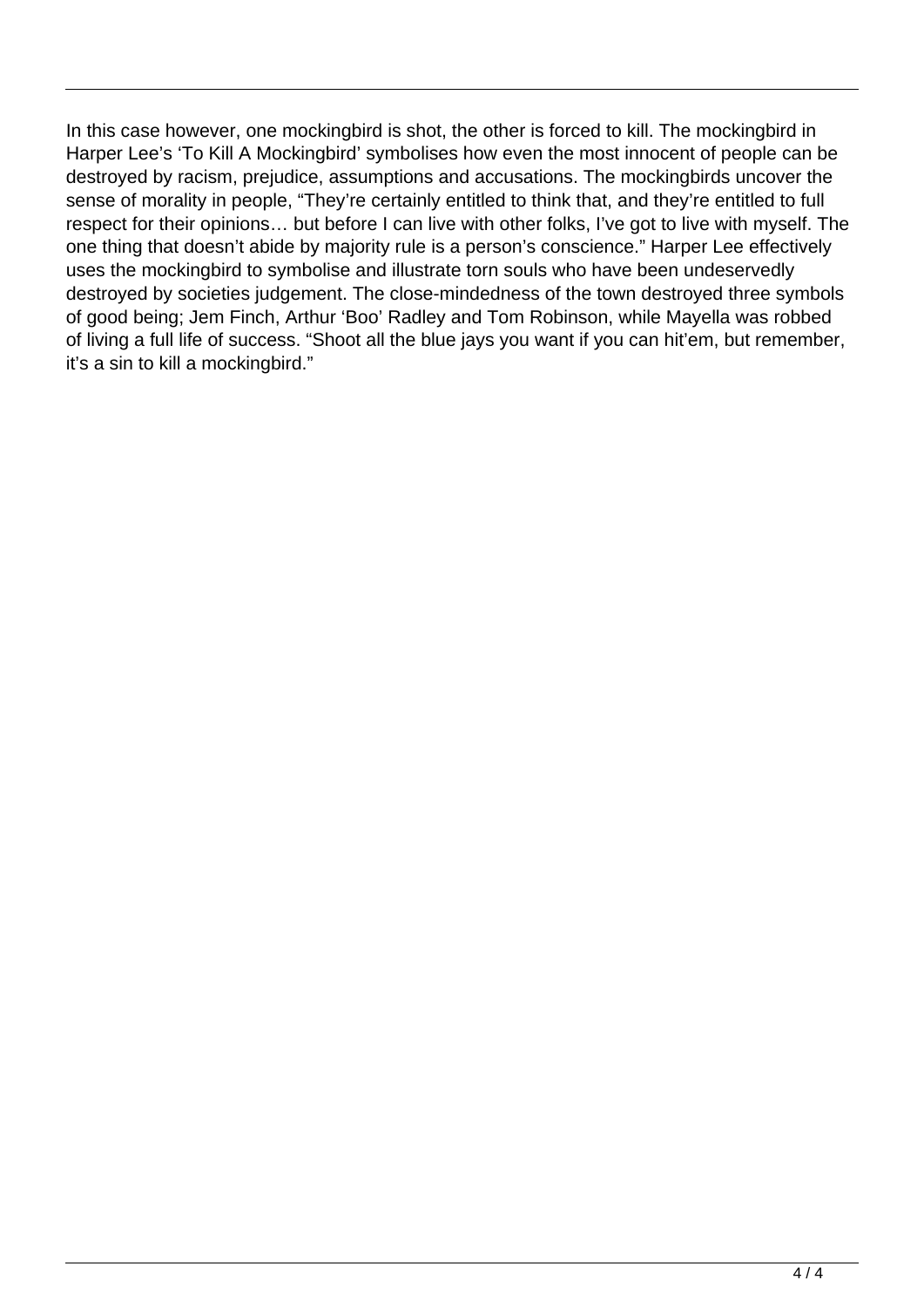In this case however, one mockingbird is shot, the other is forced to kill. The mockingbird in Harper Lee's 'To Kill A Mockingbird' symbolises how even the most innocent of people can be destroyed by racism, prejudice, assumptions and accusations. The mockingbirds uncover the sense of morality in people, "They're certainly entitled to think that, and they're entitled to full respect for their opinions… but before I can live with other folks, I've got to live with myself. The one thing that doesn't abide by majority rule is a person's conscience." Harper Lee effectively uses the mockingbird to symbolise and illustrate torn souls who have been undeservedly destroyed by societies judgement. The close-mindedness of the town destroyed three symbols of good being; Jem Finch, Arthur 'Boo' Radley and Tom Robinson, while Mayella was robbed of living a full life of success. "Shoot all the blue jays you want if you can hit'em, but remember, it's a sin to kill a mockingbird."